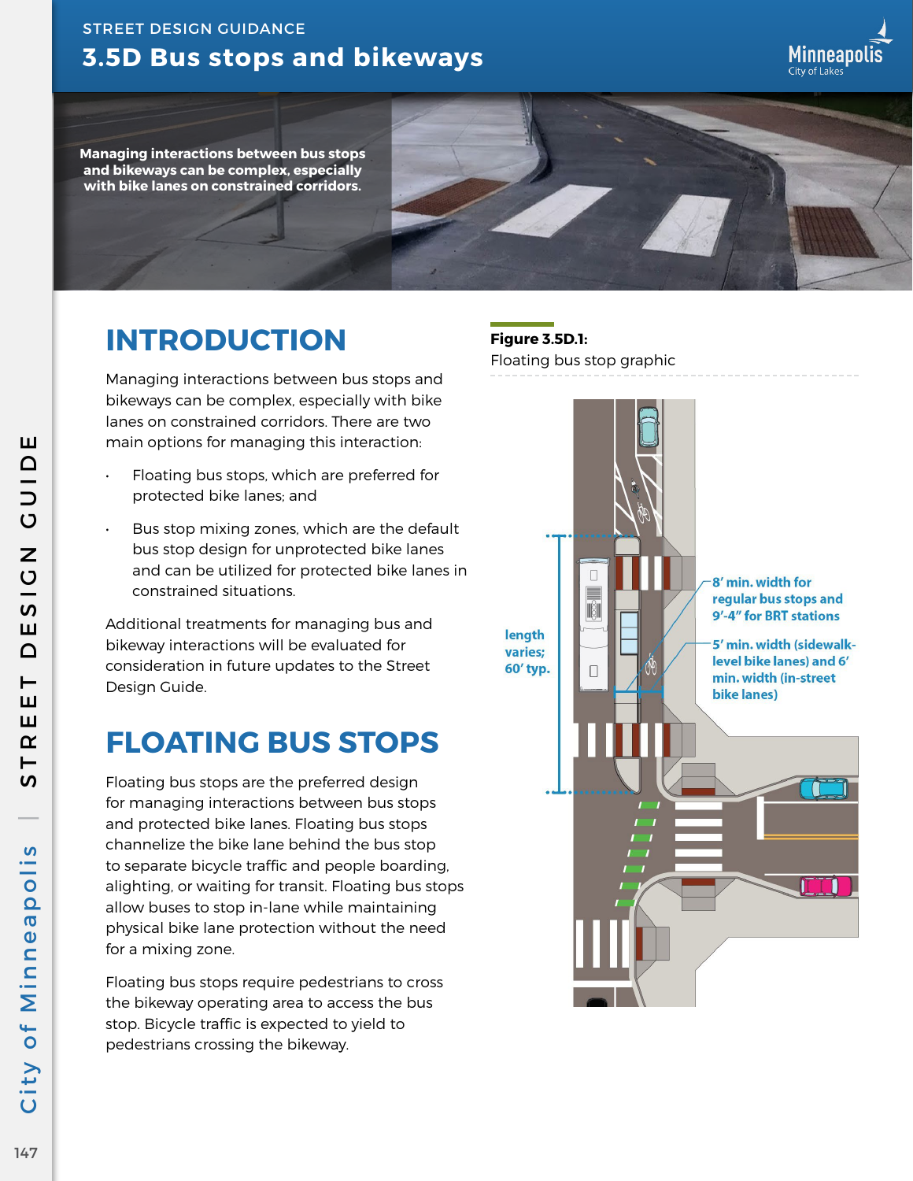STREET DESIGN GUIDANCE

# 3.5D Bus stops and bikeways

**Managing interactions between bus stops and bikeways can be complex, especially with bike lanes on constrained corridors.**

## INTRODUCTION

Managing interactions between bus stops and bikeways can be complex, especially with bike lanes on constrained corridors. There are two main options for managing this interaction:

- Floating bus stops, which are preferred for protected bike lanes; and
- Bus stop mixing zones, which are the default bus stop design for unprotected bike lanes and can be utilized for protected bike lanes in constrained situations.

Additional treatments for managing bus and bikeway interactions will be evaluated for consideration in future updates to the Street Design Guide.

## FLOATING BUS STOPS

Floating bus stops are the preferred design for managing interactions between bus stops and protected bike lanes. Floating bus stops channelize the bike lane behind the bus stop to separate bicycle traffic and people boarding, alighting, or waiting for transit. Floating bus stops allow buses to stop in-lane while maintaining physical bike lane protection without the need for a mixing zone.

Floating bus stops require pedestrians to cross the bikeway operating area to access the bus stop. Bicycle traffic is expected to yield to pedestrians crossing the bikeway.

**Figure 3.5D.1:**
Floating bus stop graphic

length varies; 60' typ.

8' min. width for regular bus stops and 9'-4" for BRT stations

5' min. width (sidewalk-level bike lanes) and 6' min. width (in-street bike lanes)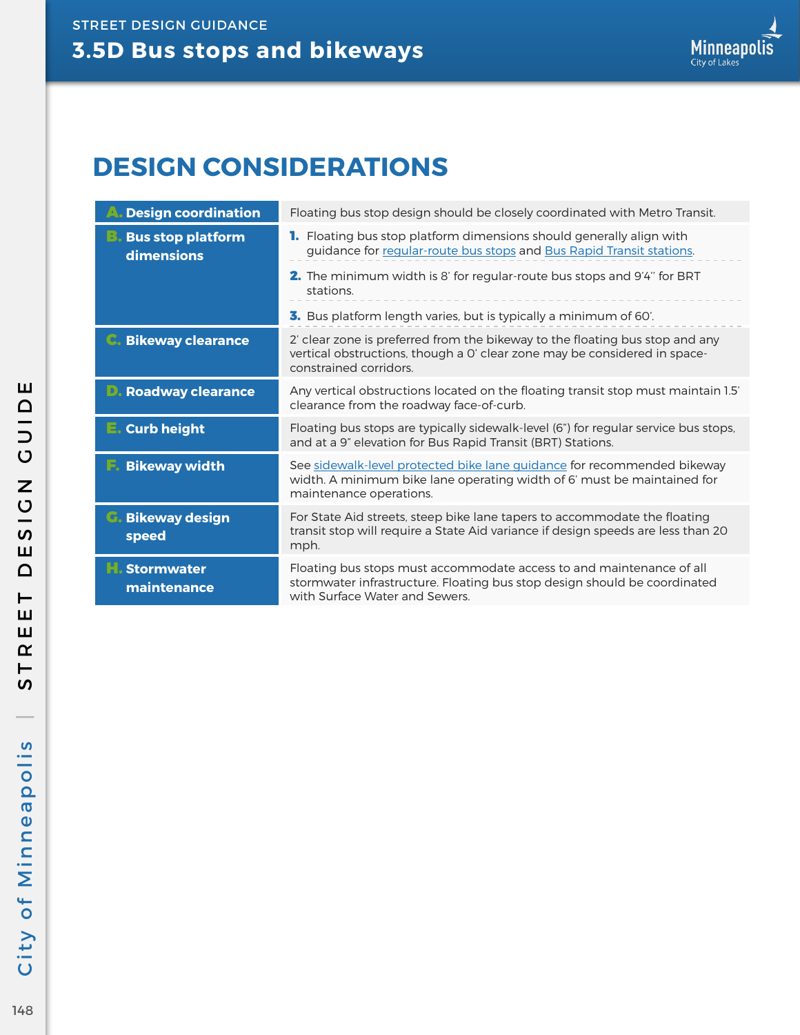# 3.5D Bus stops and bikeways

## DESIGN CONSIDERATIONS

| | |
|---|---|
| **A. Design coordination** | Floating bus stop design should be closely coordinated with Metro Transit. |
| **B. Bus stop platform dimensions** | **1.** Floating bus stop platform dimensions should generally align with guidance for regular-route bus stops and Bus Rapid Transit stations.<br>**2.** The minimum width is 8' for regular-route bus stops and 9'4" for BRT stations.<br>**3.** Bus platform length varies, but is typically a minimum of 60'. |
| **C. Bikeway clearance** | 2' clear zone is preferred from the bikeway to the floating bus stop and any vertical obstructions, though a 0' clear zone may be considered in space-constrained corridors. |
| **D. Roadway clearance** | Any vertical obstructions located on the floating transit stop must maintain 1.5' clearance from the roadway face-of-curb. |
| **E. Curb height** | Floating bus stops are typically sidewalk-level (6") for regular service bus stops, and at a 9" elevation for Bus Rapid Transit (BRT) Stations. |
| **F. Bikeway width** | See sidewalk-level protected bike lane guidance for recommended bikeway width. A minimum bike lane operating width of 6' must be maintained for maintenance operations. |
| **G. Bikeway design speed** | For State Aid streets, steep bike lane tapers to accommodate the floating transit stop will require a State Aid variance if design speeds are less than 20 mph. |
| **H. Stormwater maintenance** | Floating bus stops must accommodate access to and maintenance of all stormwater infrastructure. Floating bus stop design should be coordinated with Surface Water and Sewers. |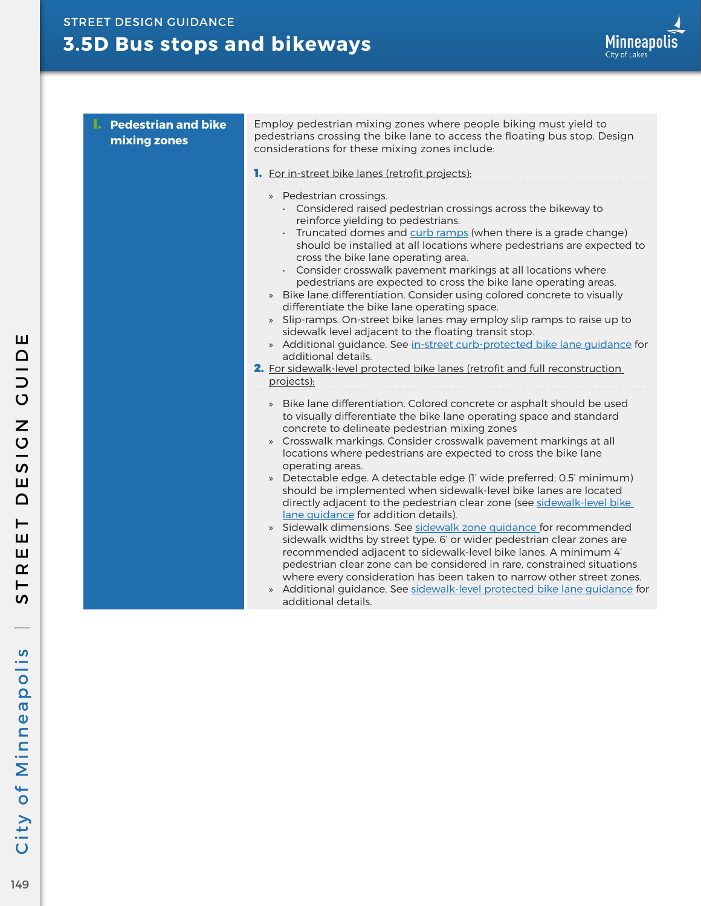# 3.5D Bus stops and bikeways

| | |
|---|---|
| **I. Pedestrian and bike mixing zones** | Employ pedestrian mixing zones where people biking must yield to pedestrians crossing the bike lane to access the floating bus stop. Design considerations for these mixing zones include: |

**1. For in-street bike lanes (retrofit projects):**

- Pedestrian crossings.
  - Considered raised pedestrian crossings across the bikeway to reinforce yielding to pedestrians.
  - Truncated domes and curb ramps (when there is a grade change) should be installed at all locations where pedestrians are expected to cross the bike lane operating area.
  - Consider crosswalk pavement markings at all locations where pedestrians are expected to cross the bike lane operating areas.
- Bike lane differentiation. Consider using colored concrete to visually differentiate the bike lane operating space.
- Slip-ramps. On-street bike lanes may employ slip ramps to raise up to sidewalk level adjacent to the floating transit stop.
- Additional guidance. See in-street curb-protected bike lane guidance for additional details.

**2. For sidewalk-level protected bike lanes (retrofit and full reconstruction projects):**

- Bike lane differentiation. Colored concrete or asphalt should be used to visually differentiate the bike lane operating space and standard concrete to delineate pedestrian mixing zones
- Crosswalk markings. Consider crosswalk pavement markings at all locations where pedestrians are expected to cross the bike lane operating areas.
- Detectable edge. A detectable edge (1' wide preferred; 0.5' minimum) should be implemented when sidewalk-level bike lanes are located directly adjacent to the pedestrian clear zone (see sidewalk-level bike lane guidance for addition details).
- Sidewalk dimensions. See sidewalk zone guidance for recommended sidewalk widths by street type. 6' or wider pedestrian clear zones are recommended adjacent to sidewalk-level bike lanes. A minimum 4' pedestrian clear zone can be considered in rare, constrained situations where every consideration has been taken to narrow other street zones.
- Additional guidance. See sidewalk-level protected bike lane guidance for additional details.